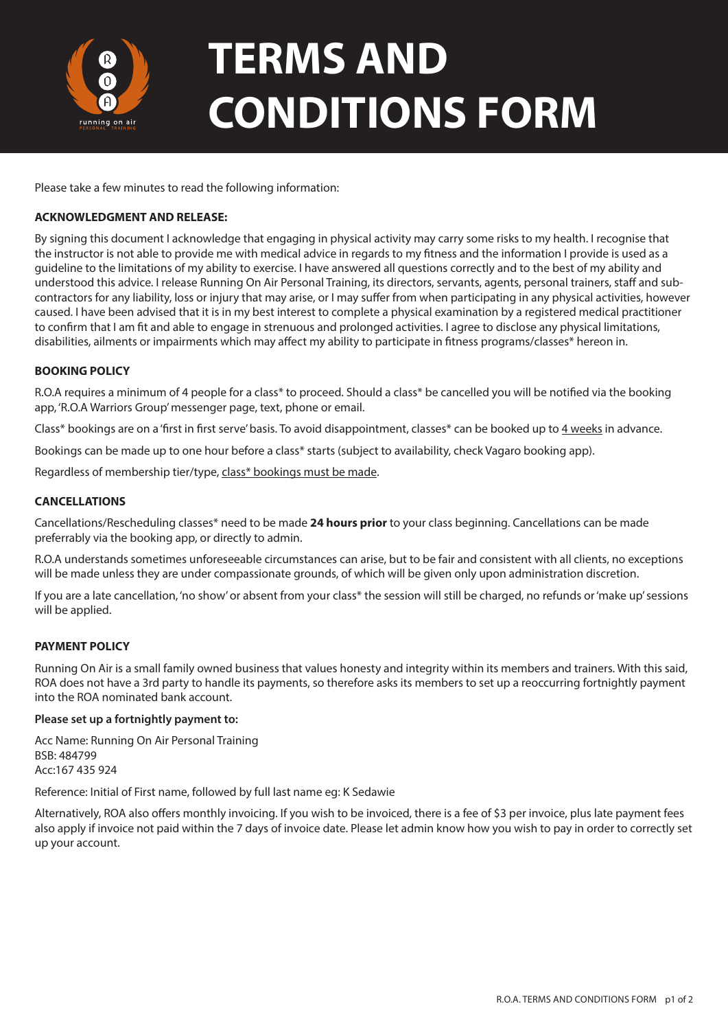# TERMS AND CONDITIONS FORM

Please take a few minutes to read the following information:

**ACKNOWLEDGMENT AND RELEASE:**

By signing this document I acknowledge that engaging in physical activity may carry some risks to my health. I recognise that the instructor is not able to provide me with medical advice in regards to my fitness and the information I provide is used as a guideline to the limitations of my ability to exercise. I have answered all questions correctly and to the best of my ability and understood this advice. I release Running On Air Personal Training, its directors, servants, agents, personal trainers, staff and sub-contractors for any liability, loss or injury that may arise, or I may suffer from when participating in any physical activities, however caused. I have been advised that it is in my best interest to complete a physical examination by a registered medical practitioner to confirm that I am fit and able to engage in strenuous and prolonged activities. I agree to disclose any physical limitations, disabilities, ailments or impairments which may affect my ability to participate in fitness programs/classes* hereon in.

**BOOKING POLICY**

R.O.A requires a minimum of 4 people for a class* to proceed. Should a class* be cancelled you will be notified via the booking app, 'R.O.A Warriors Group' messenger page, text, phone or email.

Class* bookings are on a 'first in first serve' basis. To avoid disappointment, classes* can be booked up to 4 weeks in advance.

Bookings can be made up to one hour before a class* starts (subject to availability, check Vagaro booking app).

Regardless of membership tier/type, class* bookings must be made.

**CANCELLATIONS**

Cancellations/Rescheduling classes* need to be made **24 hours prior** to your class beginning. Cancellations can be made preferrably via the booking app, or directly to admin.

R.O.A understands sometimes unforeseeable circumstances can arise, but to be fair and consistent with all clients, no exceptions will be made unless they are under compassionate grounds, of which will be given only upon administration discretion.

If you are a late cancellation, 'no show' or absent from your class* the session will still be charged, no refunds or 'make up' sessions will be applied.

**PAYMENT POLICY**

Running On Air is a small family owned business that values honesty and integrity within its members and trainers. With this said, ROA does not have a 3rd party to handle its payments, so therefore asks its members to set up a reoccurring fortnightly payment into the ROA nominated bank account.

**Please set up a fortnightly payment to:**

Acc Name: Running On Air Personal Training
BSB: 484799
Acc:167 435 924

Reference: Initial of First name, followed by full last name eg: K Sedawie

Alternatively, ROA also offers monthly invoicing. If you wish to be invoiced, there is a fee of $3 per invoice, plus late payment fees also apply if invoice not paid within the 7 days of invoice date. Please let admin know how you wish to pay in order to correctly set up your account.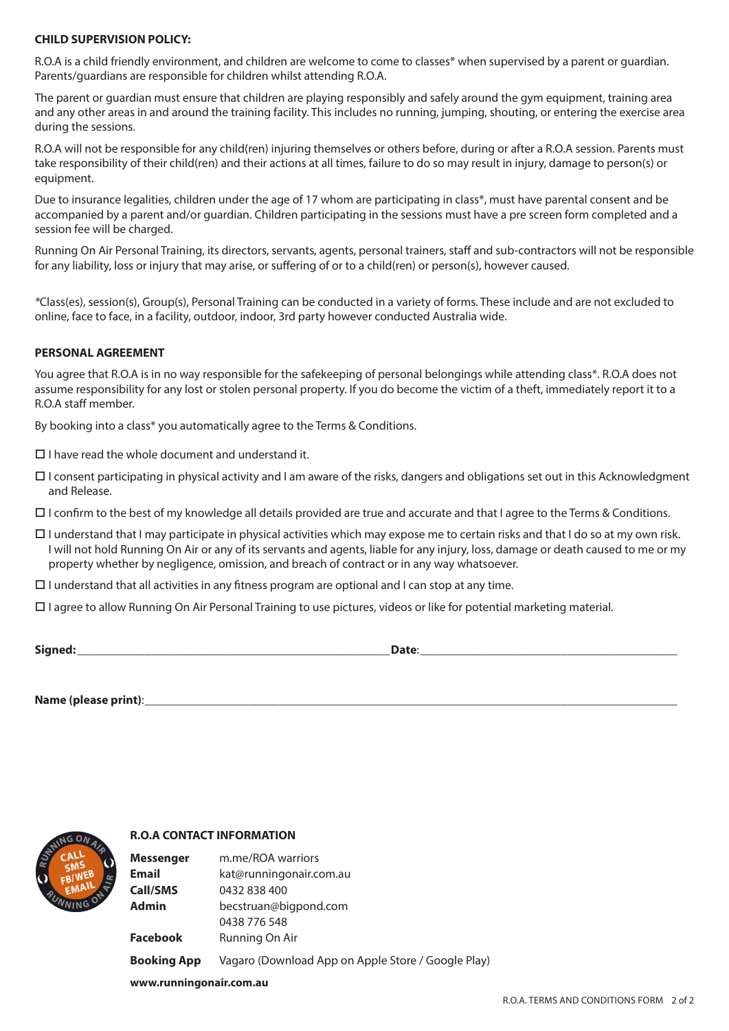**CHILD SUPERVISION POLICY:**

R.O.A is a child friendly environment, and children are welcome to come to classes* when supervised by a parent or guardian. Parents/guardians are responsible for children whilst attending R.O.A.

The parent or guardian must ensure that children are playing responsibly and safely around the gym equipment, training area and any other areas in and around the training facility. This includes no running, jumping, shouting, or entering the exercise area during the sessions.

R.O.A will not be responsible for any child(ren) injuring themselves or others before, during or after a R.O.A session. Parents must take responsibility of their child(ren) and their actions at all times, failure to do so may result in injury, damage to person(s) or equipment.

Due to insurance legalities, children under the age of 17 whom are participating in class*, must have parental consent and be accompanied by a parent and/or guardian. Children participating in the sessions must have a pre screen form completed and a session fee will be charged.

Running On Air Personal Training, its directors, servants, agents, personal trainers, staff and sub-contractors will not be responsible for any liability, loss or injury that may arise, or suffering of or to a child(ren) or person(s), however caused.

*Class(es), session(s), Group(s), Personal Training can be conducted in a variety of forms. These include and are not excluded to online, face to face, in a facility, outdoor, indoor, 3rd party however conducted Australia wide.

**PERSONAL AGREEMENT**

You agree that R.O.A is in no way responsible for the safekeeping of personal belongings while attending class*. R.O.A does not assume responsibility for any lost or stolen personal property. If you do become the victim of a theft, immediately report it to a R.O.A staff member.

By booking into a class* you automatically agree to the Terms & Conditions.

- ☐ I have read the whole document and understand it.
- ☐ I consent participating in physical activity and I am aware of the risks, dangers and obligations set out in this Acknowledgment and Release.
- ☐ I confirm to the best of my knowledge all details provided are true and accurate and that I agree to the Terms & Conditions.
- ☐ I understand that I may participate in physical activities which may expose me to certain risks and that I do so at my own risk. I will not hold Running On Air or any of its servants and agents, liable for any injury, loss, damage or death caused to me or my property whether by negligence, omission, and breach of contract or in any way whatsoever.
- ☐ I understand that all activities in any fitness program are optional and I can stop at any time.
- ☐ I agree to allow Running On Air Personal Training to use pictures, videos or like for potential marketing material.

**Signed:** ____________________________________________ **Date**: ____________________________________

**Name (please print)**: ______________________________________________________________________________

RUNNING ON AIR
CALL
SMS
FB/WEB
EMAIL
RUNNING ON AIR

**R.O.A CONTACT INFORMATION**

| | |
|---|---|
| **Messenger** | m.me/ROA warriors |
| **Email** | kat@runningonair.com.au |
| **Call/SMS** | 0432 838 400 |
| **Admin** | becstruan@bigpond.com |
| | 0438 776 548 |
| **Facebook** | Running On Air |
| **Booking App** | Vagaro (Download App on Apple Store / Google Play) |

**www.runningonair.com.au**